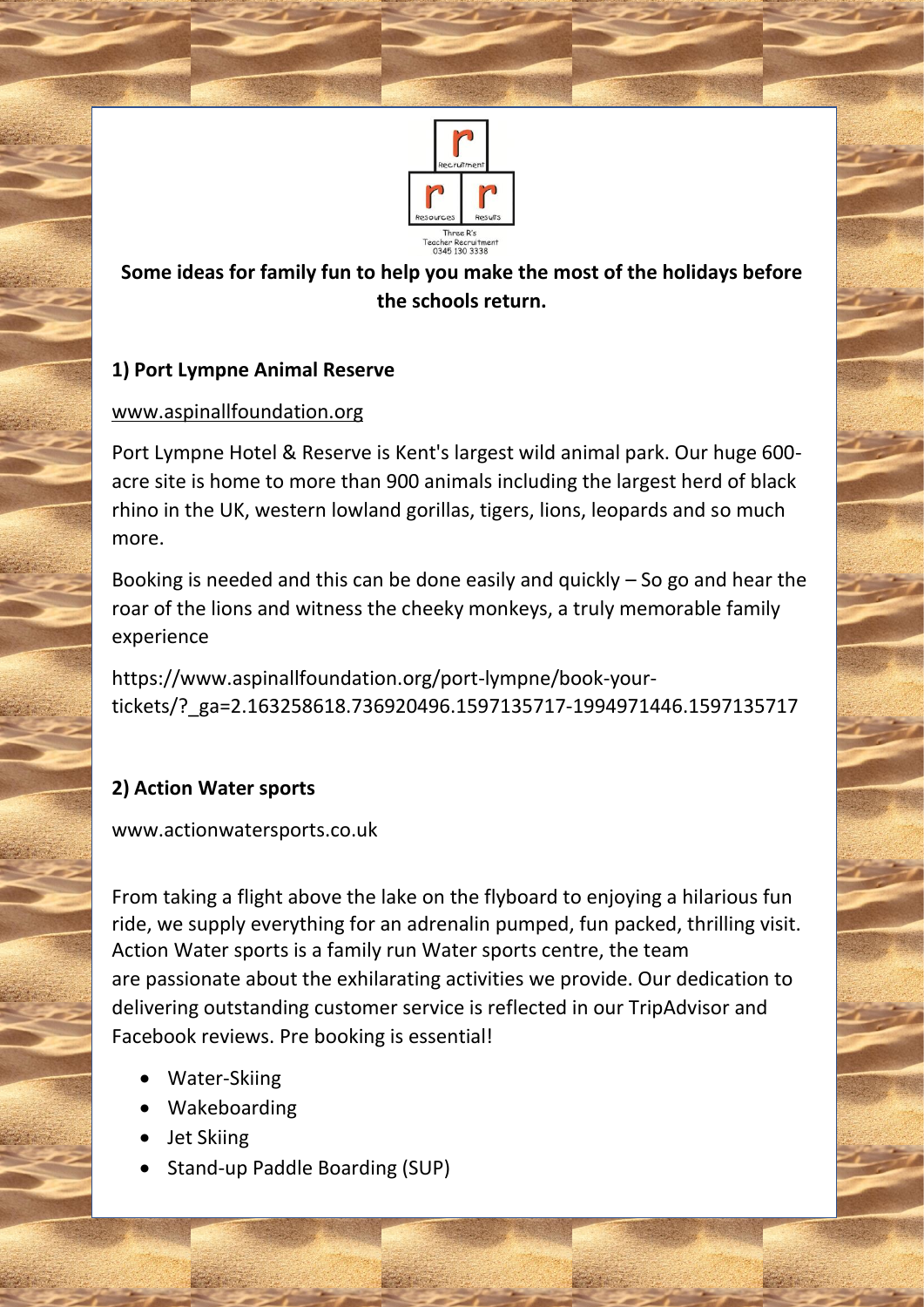Recruitment

Resources | Results

Three R's
Teacher Recruitment
0345 130 3338

**Some ideas for family fun to help you make the most of the holidays before the schools return.**

**1) Port Lympne Animal Reserve**

www.aspinallfoundation.org

Port Lympne Hotel & Reserve is Kent's largest wild animal park. Our huge 600-acre site is home to more than 900 animals including the largest herd of black rhino in the UK, western lowland gorillas, tigers, lions, leopards and so much more.

Booking is needed and this can be done easily and quickly – So go and hear the roar of the lions and witness the cheeky monkeys, a truly memorable family experience

https://www.aspinallfoundation.org/port-lympne/book-your-tickets/?_ga=2.163258618.736920496.1597135717-1994971446.1597135717

**2) Action Water sports**

www.actionwatersports.co.uk

From taking a flight above the lake on the flyboard to enjoying a hilarious fun ride, we supply everything for an adrenalin pumped, fun packed, thrilling visit. Action Water sports is a family run Water sports centre, the team are passionate about the exhilarating activities we provide. Our dedication to delivering outstanding customer service is reflected in our TripAdvisor and Facebook reviews. Pre booking is essential!

- Water-Skiing
- Wakeboarding
- Jet Skiing
- Stand-up Paddle Boarding (SUP)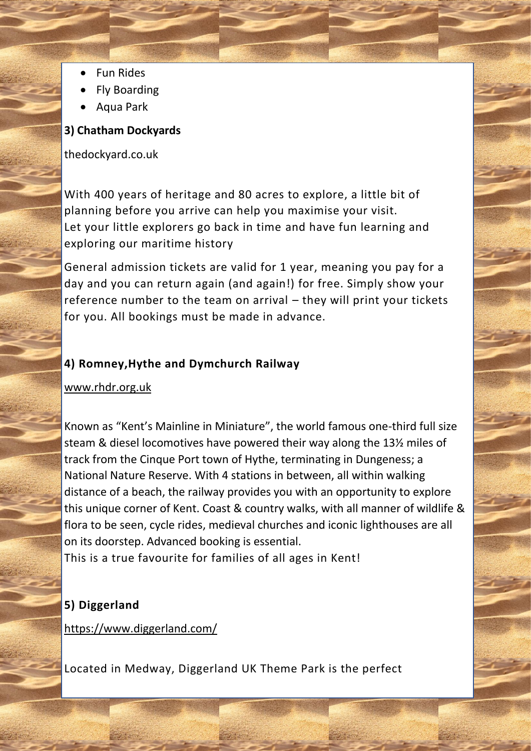- Fun Rides
- Fly Boarding
- Aqua Park

**3) Chatham Dockyards**

thedockyard.co.uk

With 400 years of heritage and 80 acres to explore, a little bit of planning before you arrive can help you maximise your visit.
Let your little explorers go back in time and have fun learning and exploring our maritime history

General admission tickets are valid for 1 year, meaning you pay for a day and you can return again (and again!) for free. Simply show your reference number to the team on arrival – they will print your tickets for you. All bookings must be made in advance.

**4) Romney,Hythe and Dymchurch Railway**

www.rhdr.org.uk

Known as "Kent's Mainline in Miniature", the world famous one-third full size steam & diesel locomotives have powered their way along the 13½ miles of track from the Cinque Port town of Hythe, terminating in Dungeness; a National Nature Reserve. With 4 stations in between, all within walking distance of a beach, the railway provides you with an opportunity to explore this unique corner of Kent. Coast & country walks, with all manner of wildlife & flora to be seen, cycle rides, medieval churches and iconic lighthouses are all on its doorstep. Advanced booking is essential.
This is a true favourite for families of all ages in Kent!

**5) Diggerland**

https://www.diggerland.com/

Located in Medway, Diggerland UK Theme Park is the perfect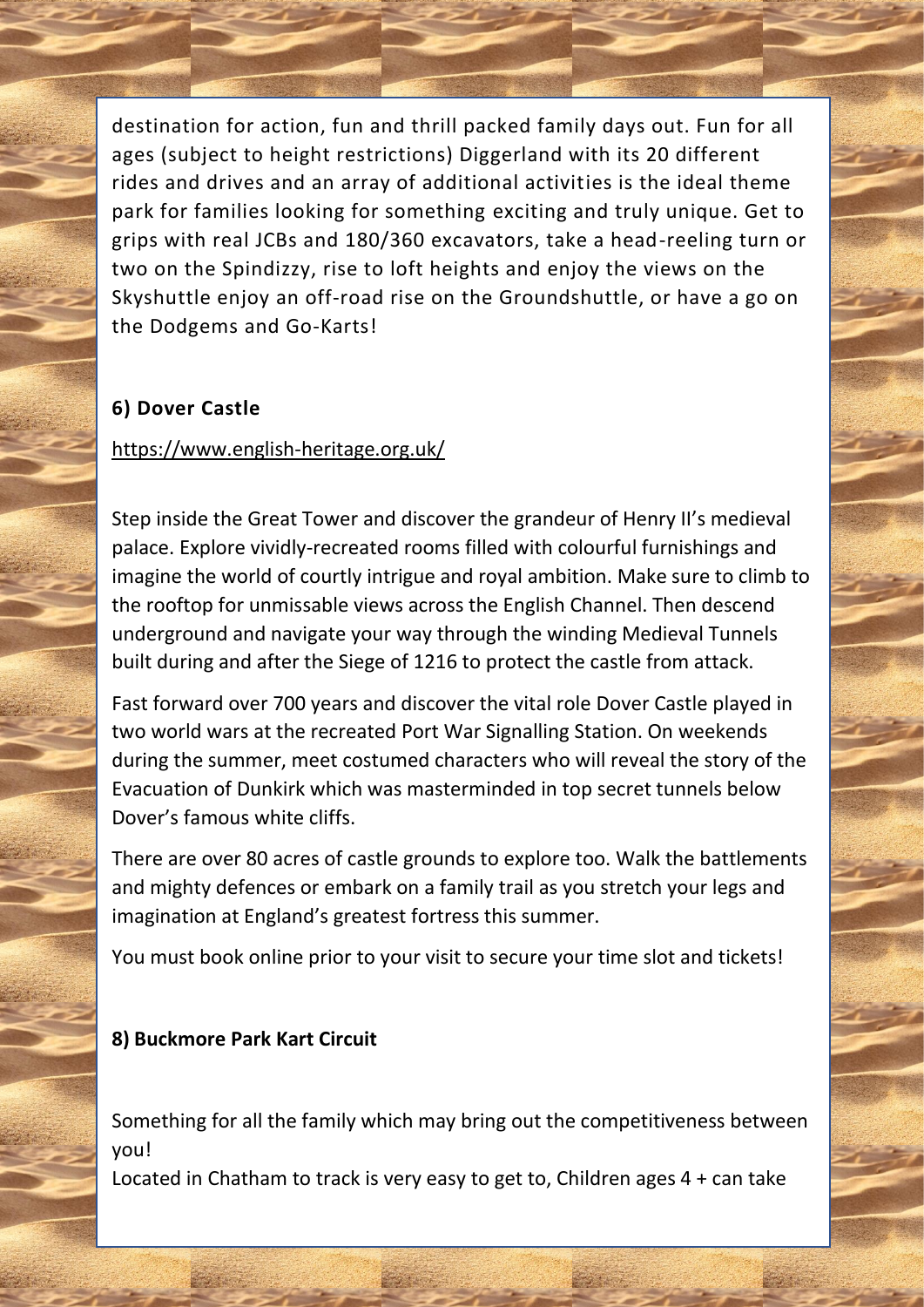destination for action, fun and thrill packed family days out. Fun for all ages (subject to height restrictions) Diggerland with its 20 different rides and drives and an array of additional activities is the ideal theme park for families looking for something exciting and truly unique. Get to grips with real JCBs and 180/360 excavators, take a head-reeling turn or two on the Spindizzy, rise to loft heights and enjoy the views on the Skyshuttle enjoy an off-road rise on the Groundshuttle, or have a go on the Dodgems and Go-Karts!

**6) Dover Castle**

https://www.english-heritage.org.uk/

Step inside the Great Tower and discover the grandeur of Henry II's medieval palace. Explore vividly-recreated rooms filled with colourful furnishings and imagine the world of courtly intrigue and royal ambition. Make sure to climb to the rooftop for unmissable views across the English Channel. Then descend underground and navigate your way through the winding Medieval Tunnels built during and after the Siege of 1216 to protect the castle from attack.

Fast forward over 700 years and discover the vital role Dover Castle played in two world wars at the recreated Port War Signalling Station. On weekends during the summer, meet costumed characters who will reveal the story of the Evacuation of Dunkirk which was masterminded in top secret tunnels below Dover's famous white cliffs.

There are over 80 acres of castle grounds to explore too. Walk the battlements and mighty defences or embark on a family trail as you stretch your legs and imagination at England's greatest fortress this summer.

You must book online prior to your visit to secure your time slot and tickets!

**8) Buckmore Park Kart Circuit**

Something for all the family which may bring out the competitiveness between you!

Located in Chatham to track is very easy to get to, Children ages 4 + can take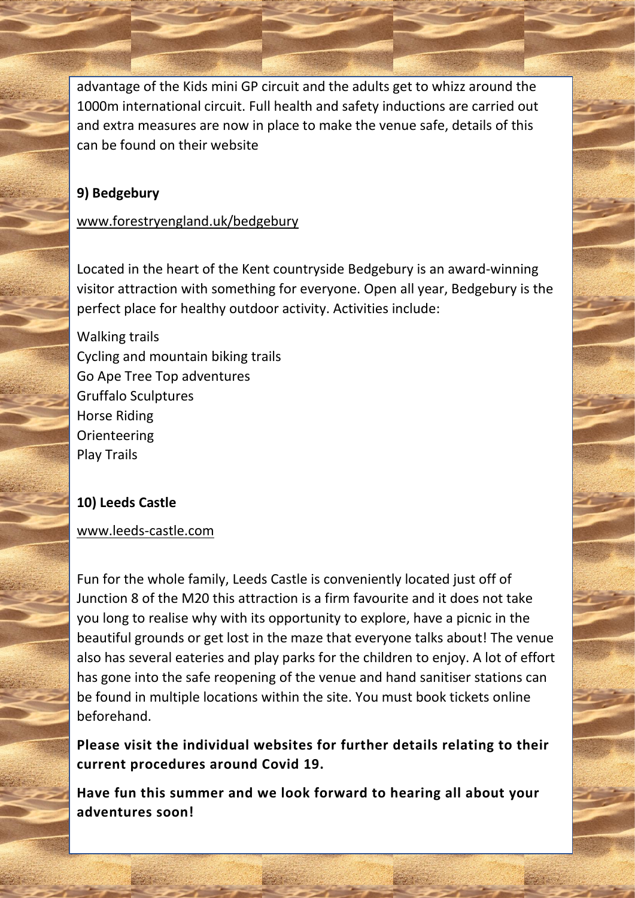advantage of the Kids mini GP circuit and the adults get to whizz around the 1000m international circuit. Full health and safety inductions are carried out and extra measures are now in place to make the venue safe, details of this can be found on their website

**9) Bedgebury**

www.forestryengland.uk/bedgebury

Located in the heart of the Kent countryside Bedgebury is an award-winning visitor attraction with something for everyone. Open all year, Bedgebury is the perfect place for healthy outdoor activity. Activities include:

Walking trails
Cycling and mountain biking trails
Go Ape Tree Top adventures
Gruffalo Sculptures
Horse Riding
Orienteering
Play Trails

**10) Leeds Castle**

www.leeds-castle.com

Fun for the whole family, Leeds Castle is conveniently located just off of Junction 8 of the M20 this attraction is a firm favourite and it does not take you long to realise why with its opportunity to explore, have a picnic in the beautiful grounds or get lost in the maze that everyone talks about! The venue also has several eateries and play parks for the children to enjoy. A lot of effort has gone into the safe reopening of the venue and hand sanitiser stations can be found in multiple locations within the site. You must book tickets online beforehand.

**Please visit the individual websites for further details relating to their current procedures around Covid 19.**

**Have fun this summer and we look forward to hearing all about your adventures soon!**